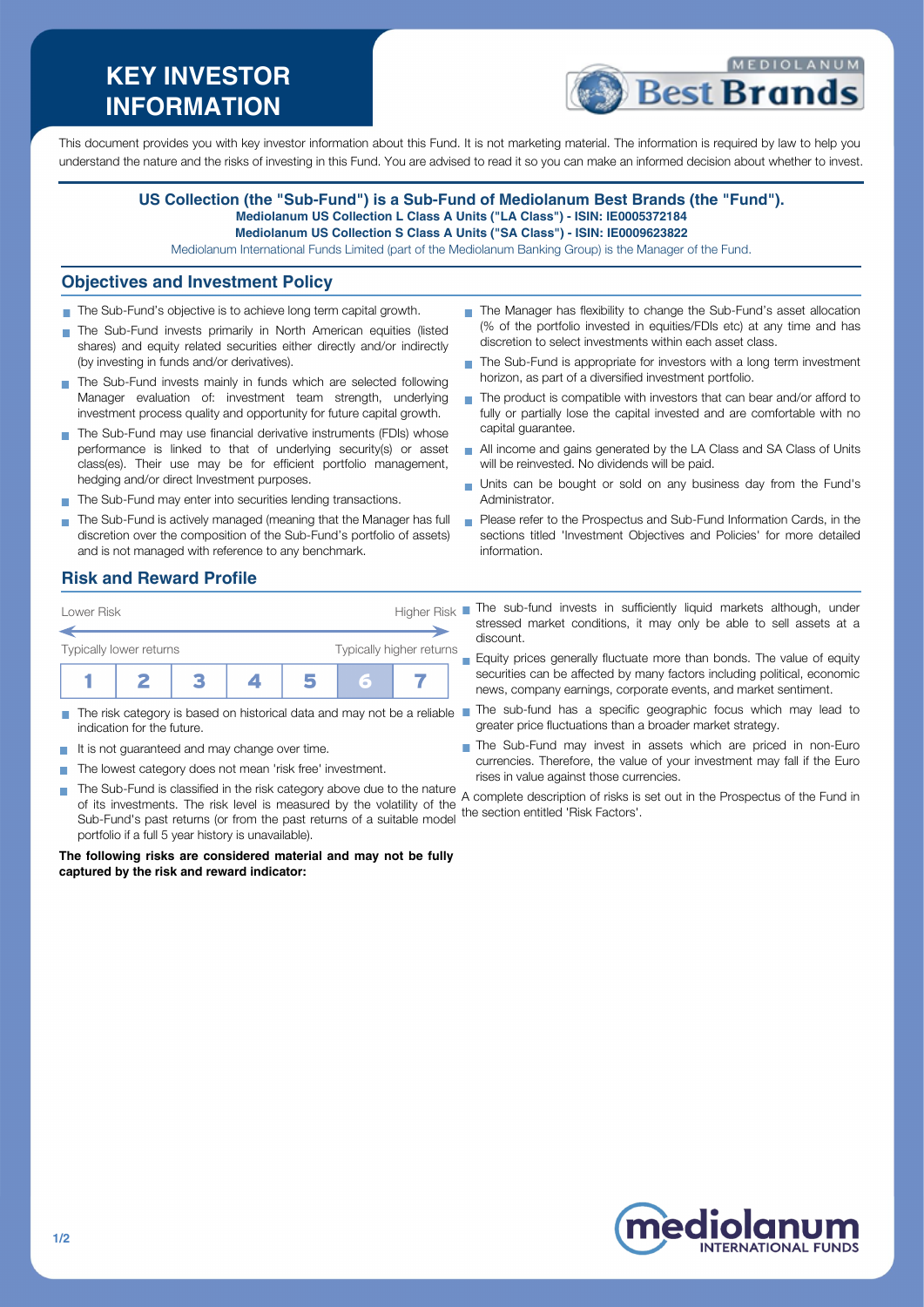# KEY INVESTOR INFORMATION

This document provides you with key investor information about this Fund. It is not marketing material. The information is required by law to help you understand the nature and the risks of investing in this Fund. You are advised to read it so you can make an informed decision about whether to invest.

**US Collection (the "Sub-Fund") is a Sub-Fund of Mediolanum Best Brands (the "Fund").**
**Mediolanum US Collection L Class A Units ("LA Class") - ISIN: IE0005372184**
**Mediolanum US Collection S Class A Units ("SA Class") - ISIN: IE0009623822**
Mediolanum International Funds Limited (part of the Mediolanum Banking Group) is the Manager of the Fund.

## Objectives and Investment Policy

- The Sub-Fund's objective is to achieve long term capital growth.
- The Sub-Fund invests primarily in North American equities (listed shares) and equity related securities either directly and/or indirectly (by investing in funds and/or derivatives).
- The Sub-Fund invests mainly in funds which are selected following Manager evaluation of: investment team strength, underlying investment process quality and opportunity for future capital growth.
- The Sub-Fund may use financial derivative instruments (FDIs) whose performance is linked to that of underlying security(s) or asset class(es). Their use may be for efficient portfolio management, hedging and/or direct Investment purposes.
- The Sub-Fund may enter into securities lending transactions.
- The Sub-Fund is actively managed (meaning that the Manager has full discretion over the composition of the Sub-Fund's portfolio of assets) and is not managed with reference to any benchmark.
- The Manager has flexibility to change the Sub-Fund's asset allocation (% of the portfolio invested in equities/FDIs etc) at any time and has discretion to select investments within each asset class.
- The Sub-Fund is appropriate for investors with a long term investment horizon, as part of a diversified investment portfolio.
- The product is compatible with investors that can bear and/or afford to fully or partially lose the capital invested and are comfortable with no capital guarantee.
- All income and gains generated by the LA Class and SA Class of Units will be reinvested. No dividends will be paid.
- Units can be bought or sold on any business day from the Fund's Administrator.
- Please refer to the Prospectus and Sub-Fund Information Cards, in the sections titled 'Investment Objectives and Policies' for more detailed information.

## Risk and Reward Profile

| Lower Risk | | | | | | Higher Risk |
|---|---|---|---|---|---|---|
| Typically lower returns | | | | | | Typically higher returns |
| 1 | 2 | 3 | 4 | 5 | **6** | 7 |

- The risk category is based on historical data and may not be a reliable indication for the future.
- It is not guaranteed and may change over time.
- The lowest category does not mean 'risk free' investment.
- The Sub-Fund is classified in the risk category above due to the nature of its investments. The risk level is measured by the volatility of the Sub-Fund's past returns (or from the past returns of a suitable model portfolio if a full 5 year history is unavailable).

**The following risks are considered material and may not be fully captured by the risk and reward indicator:**

- The sub-fund invests in sufficiently liquid markets although, under stressed market conditions, it may only be able to sell assets at a discount.
- Equity prices generally fluctuate more than bonds. The value of equity securities can be affected by many factors including political, economic news, company earnings, corporate events, and market sentiment.
- The sub-fund has a specific geographic focus which may lead to greater price fluctuations than a broader market strategy.
- The Sub-Fund may invest in assets which are priced in non-Euro currencies. Therefore, the value of your investment may fall if the Euro rises in value against those currencies.

A complete description of risks is set out in the Prospectus of the Fund in the section entitled 'Risk Factors'.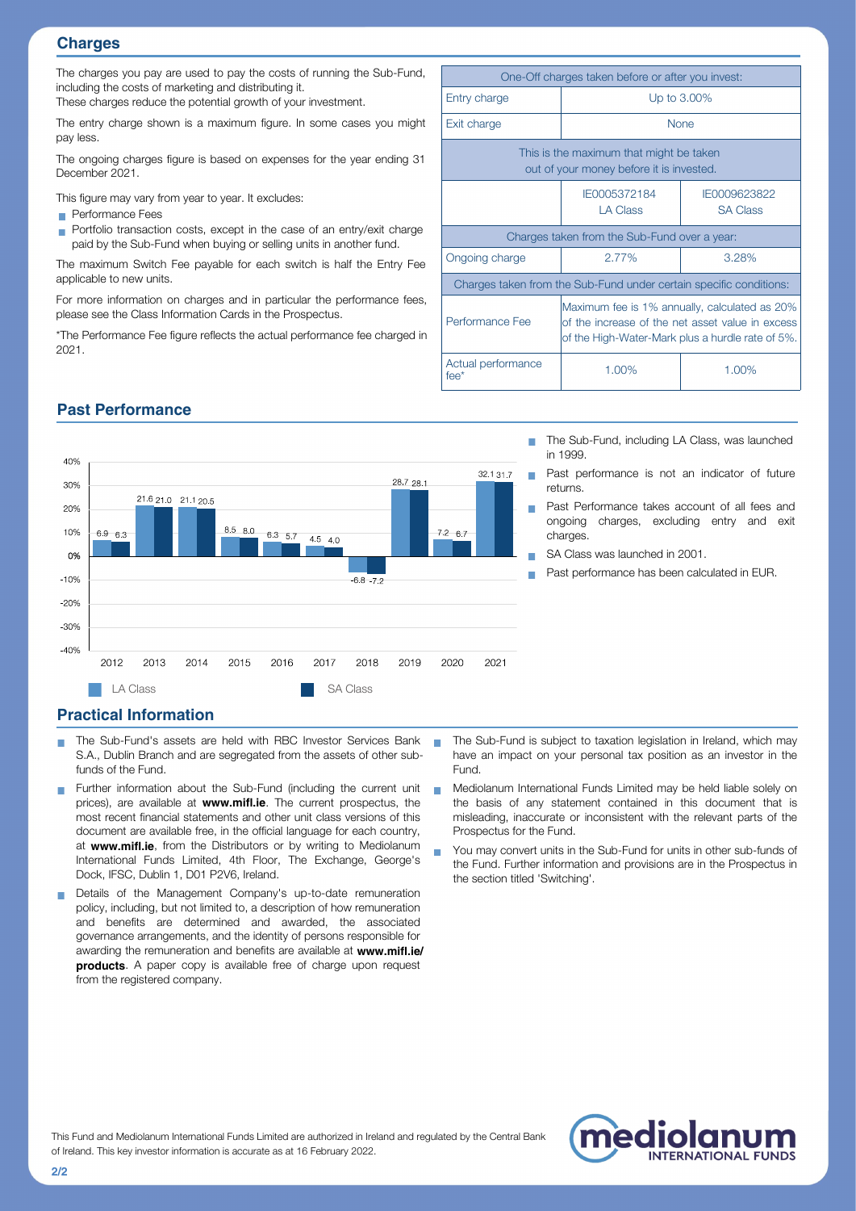## Charges

The charges you pay are used to pay the costs of running the Sub-Fund, including the costs of marketing and distributing it.
These charges reduce the potential growth of your investment.

The entry charge shown is a maximum figure. In some cases you might pay less.

The ongoing charges figure is based on expenses for the year ending 31 December 2021.

This figure may vary from year to year. It excludes:

- Performance Fees
- Portfolio transaction costs, except in the case of an entry/exit charge paid by the Sub-Fund when buying or selling units in another fund.

The maximum Switch Fee payable for each switch is half the Entry Fee applicable to new units.

For more information on charges and in particular the performance fees, please see the Class Information Cards in the Prospectus.

*The Performance Fee figure reflects the actual performance fee charged in 2021.

| One-Off charges taken before or after you invest: | | |
|---|---|---|
| Entry charge | Up to 3.00% | |
| Exit charge | None | |
| This is the maximum that might be taken out of your money before it is invested. | | |
| | IE0005372184 LA Class | IE0009623822 SA Class |
| Charges taken from the Sub-Fund over a year: | | |
| Ongoing charge | 2.77% | 3.28% |
| Charges taken from the Sub-Fund under certain specific conditions: | | |
| Performance Fee | Maximum fee is 1% annually, calculated as 20% of the increase of the net asset value in excess of the High-Water-Mark plus a hurdle rate of 5%. | |
| Actual performance fee* | 1.00% | 1.00% |

## Past Performance

40%
30%
20%
10%
0%
-10%
-20%
-30%
-40%

2012: 6.9 6.3
2013: 21.6 21.0
2014: 21.1 20.5
2015: 8.5 8.0
2016: 6.3 5.7
2017: 4.5 4.0
2018: -6.8 -7.2
2019: 28.7 28.1
2020: 7.2 6.7
2021: 32.1 31.7

LA Class
SA Class

- The Sub-Fund, including LA Class, was launched in 1999.
- Past performance is not an indicator of future returns.
- Past Performance takes account of all fees and ongoing charges, excluding entry and exit charges.
- SA Class was launched in 2001.
- Past performance has been calculated in EUR.

## Practical Information

- The Sub-Fund's assets are held with RBC Investor Services Bank S.A., Dublin Branch and are segregated from the assets of other sub-funds of the Fund.
- Further information about the Sub-Fund (including the current unit prices), are available at **www.mifl.ie**. The current prospectus, the most recent financial statements and other unit class versions of this document are available free, in the official language for each country, at **www.mifl.ie**, from the Distributors or by writing to Mediolanum International Funds Limited, 4th Floor, The Exchange, George's Dock, IFSC, Dublin 1, D01 P2V6, Ireland.
- Details of the Management Company's up-to-date remuneration policy, including, but not limited to, a description of how remuneration and benefits are determined and awarded, the associated governance arrangements, and the identity of persons responsible for awarding the remuneration and benefits are available at **www.mifl.ie/products**. A paper copy is available free of charge upon request from the registered company.
- The Sub-Fund is subject to taxation legislation in Ireland, which may have an impact on your personal tax position as an investor in the Fund.
- Mediolanum International Funds Limited may be held liable solely on the basis of any statement contained in this document that is misleading, inaccurate or inconsistent with the relevant parts of the Prospectus for the Fund.
- You may convert units in the Sub-Fund for units in other sub-funds of the Fund. Further information and provisions are in the Prospectus in the section titled 'Switching'.

This Fund and Mediolanum International Funds Limited are authorized in Ireland and regulated by the Central Bank of Ireland. This key investor information is accurate as at 16 February 2022.